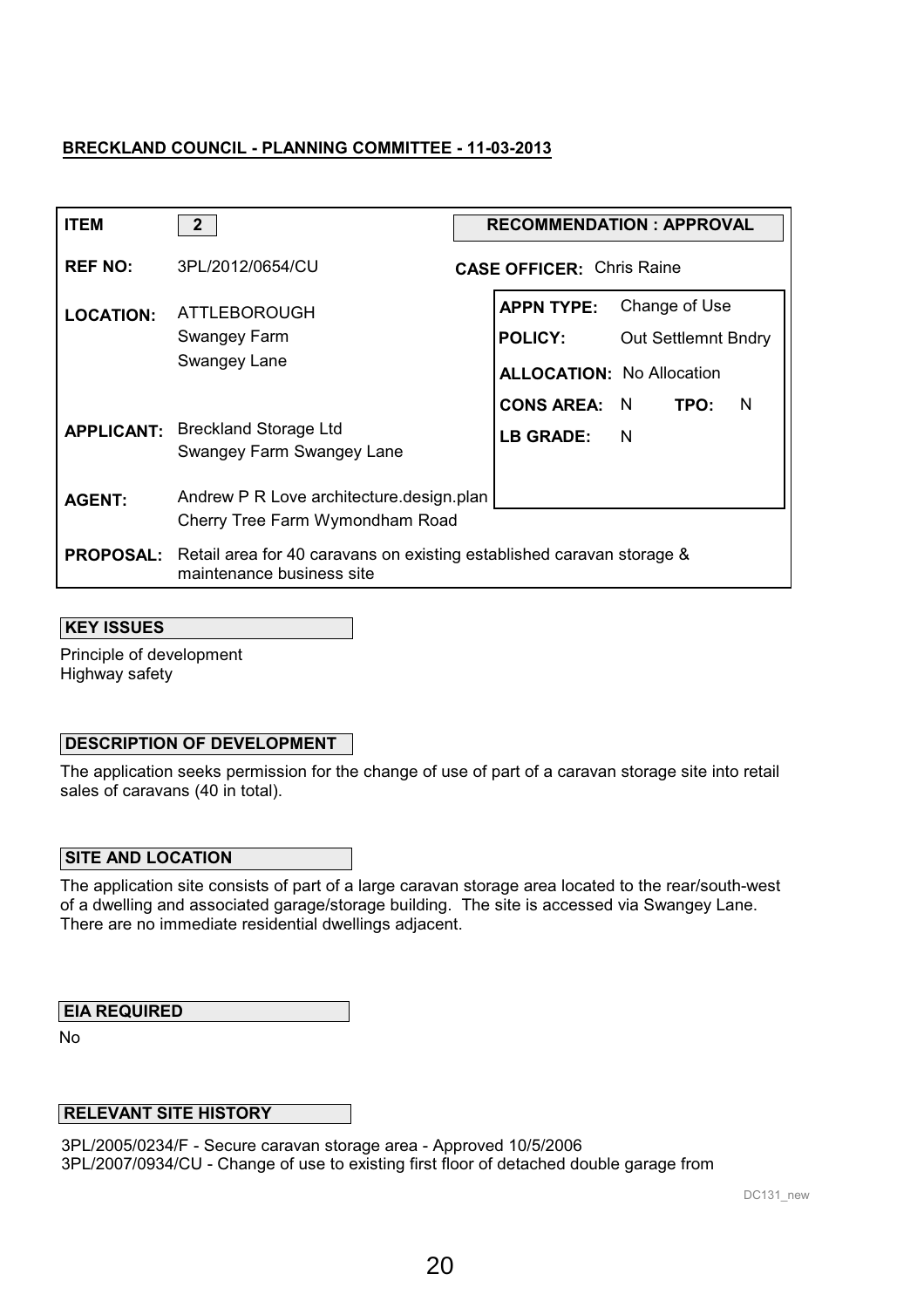**BRECKLAND COUNCIL - PLANNING COMMITTEE - 11-03-2013**

| | | | |
|---|---|---|---|
| **ITEM** | 2 | **RECOMMENDATION : APPROVAL** | |
| **REF NO:** | 3PL/2012/0654/CU | **CASE OFFICER:** Chris Raine | |
| **LOCATION:** | ATTLEBOROUGH<br>Swangey Farm<br>Swangey Lane | **APPN TYPE:** | Change of Use |
| | | **POLICY:** | Out Settlemnt Bndry |
| | | **ALLOCATION:** | No Allocation |
| | | **CONS AREA:** N | **TPO:** N |
| **APPLICANT:** | Breckland Storage Ltd<br>Swangey Farm Swangey Lane | **LB GRADE:** | N |
| **AGENT:** | Andrew P R Love architecture.design.plan<br>Cherry Tree Farm Wymondham Road | | |
| **PROPOSAL:** | Retail area for 40 caravans on existing established caravan storage & maintenance business site | | |

**KEY ISSUES**

Principle of development
Highway safety

**DESCRIPTION OF DEVELOPMENT**

The application seeks permission for the change of use of part of a caravan storage site into retail sales of caravans (40 in total).

**SITE AND LOCATION**

The application site consists of part of a large caravan storage area located to the rear/south-west of a dwelling and associated garage/storage building. The site is accessed via Swangey Lane. There are no immediate residential dwellings adjacent.

**EIA REQUIRED**

No

**RELEVANT SITE HISTORY**

3PL/2005/0234/F - Secure caravan storage area - Approved 10/5/2006
3PL/2007/0934/CU - Change of use to existing first floor of detached double garage from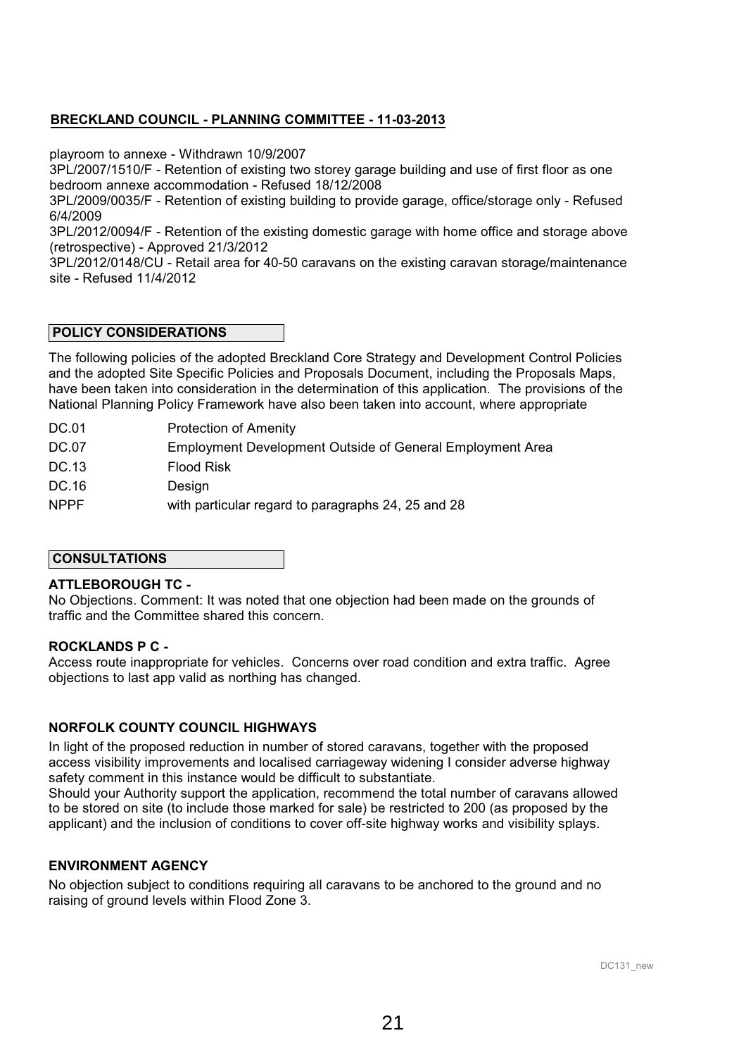playroom to annexe - Withdrawn 10/9/2007

3PL/2007/1510/F - Retention of existing two storey garage building and use of first floor as one bedroom annexe accommodation - Refused 18/12/2008

3PL/2009/0035/F - Retention of existing building to provide garage, office/storage only - Refused 6/4/2009

3PL/2012/0094/F - Retention of the existing domestic garage with home office and storage above (retrospective) - Approved 21/3/2012

3PL/2012/0148/CU - Retail area for 40-50 caravans on the existing caravan storage/maintenance site - Refused 11/4/2012

## POLICY CONSIDERATIONS

The following policies of the adopted Breckland Core Strategy and Development Control Policies and the adopted Site Specific Policies and Proposals Document, including the Proposals Maps, have been taken into consideration in the determination of this application. The provisions of the National Planning Policy Framework have also been taken into account, where appropriate

| | |
|---|---|
| DC.01 | Protection of Amenity |
| DC.07 | Employment Development Outside of General Employment Area |
| DC.13 | Flood Risk |
| DC.16 | Design |
| NPPF | with particular regard to paragraphs 24, 25 and 28 |

## CONSULTATIONS

**ATTLEBOROUGH TC -**

No Objections. Comment: It was noted that one objection had been made on the grounds of traffic and the Committee shared this concern.

**ROCKLANDS P C -**

Access route inappropriate for vehicles. Concerns over road condition and extra traffic. Agree objections to last app valid as northing has changed.

**NORFOLK COUNTY COUNCIL HIGHWAYS**

In light of the proposed reduction in number of stored caravans, together with the proposed access visibility improvements and localised carriageway widening I consider adverse highway safety comment in this instance would be difficult to substantiate.

Should your Authority support the application, recommend the total number of caravans allowed to be stored on site (to include those marked for sale) be restricted to 200 (as proposed by the applicant) and the inclusion of conditions to cover off-site highway works and visibility splays.

**ENVIRONMENT AGENCY**

No objection subject to conditions requiring all caravans to be anchored to the ground and no raising of ground levels within Flood Zone 3.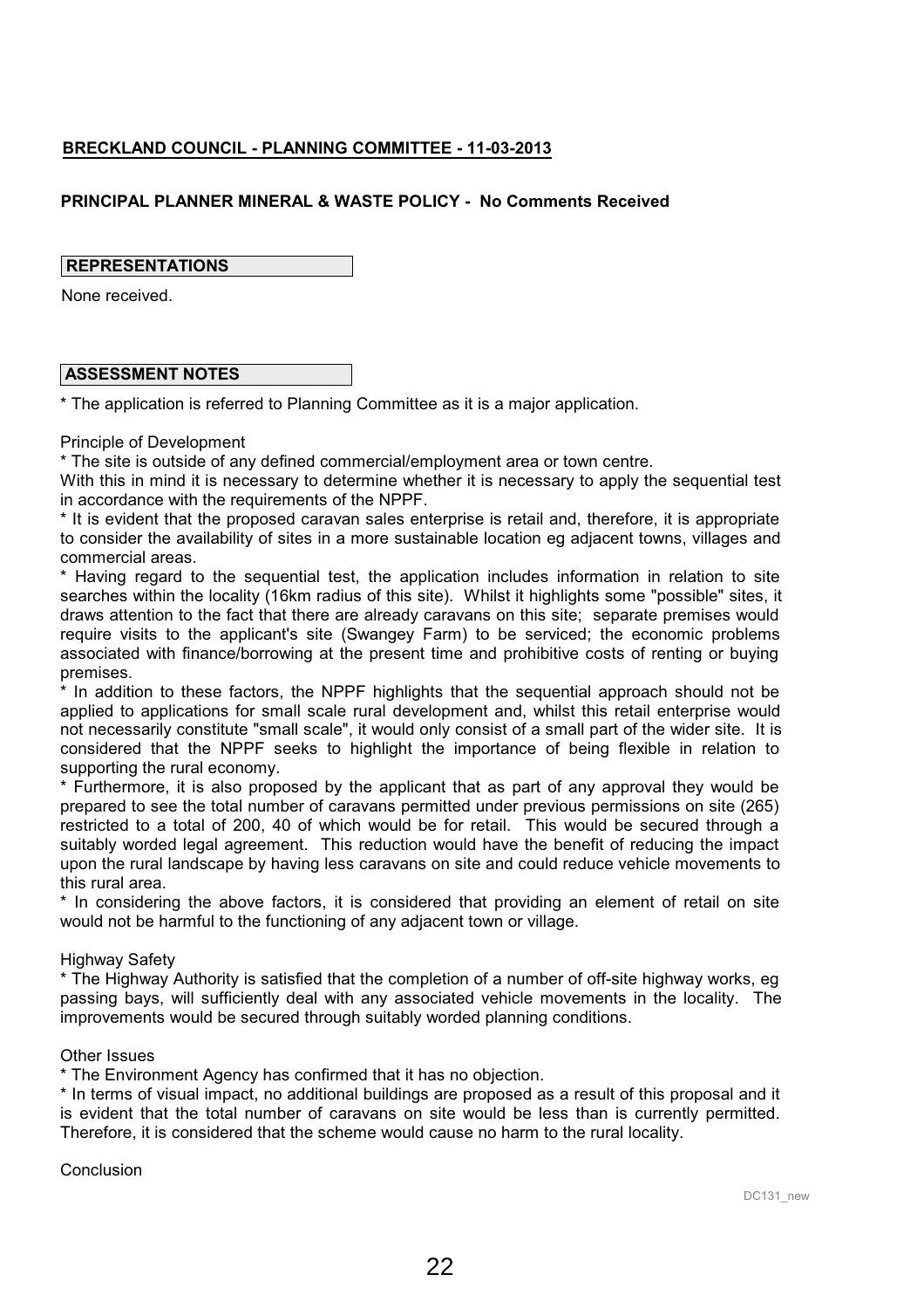**BRECKLAND COUNCIL - PLANNING COMMITTEE - 11-03-2013**

**PRINCIPAL PLANNER MINERAL & WASTE POLICY - No Comments Received**

**REPRESENTATIONS**

None received.

**ASSESSMENT NOTES**

* The application is referred to Planning Committee as it is a major application.

Principle of Development

* The site is outside of any defined commercial/employment area or town centre.
With this in mind it is necessary to determine whether it is necessary to apply the sequential test in accordance with the requirements of the NPPF.

* It is evident that the proposed caravan sales enterprise is retail and, therefore, it is appropriate to consider the availability of sites in a more sustainable location eg adjacent towns, villages and commercial areas.

* Having regard to the sequential test, the application includes information in relation to site searches within the locality (16km radius of this site). Whilst it highlights some "possible" sites, it draws attention to the fact that there are already caravans on this site; separate premises would require visits to the applicant's site (Swangey Farm) to be serviced; the economic problems associated with finance/borrowing at the present time and prohibitive costs of renting or buying premises.

* In addition to these factors, the NPPF highlights that the sequential approach should not be applied to applications for small scale rural development and, whilst this retail enterprise would not necessarily constitute "small scale", it would only consist of a small part of the wider site. It is considered that the NPPF seeks to highlight the importance of being flexible in relation to supporting the rural economy.

* Furthermore, it is also proposed by the applicant that as part of any approval they would be prepared to see the total number of caravans permitted under previous permissions on site (265) restricted to a total of 200, 40 of which would be for retail. This would be secured through a suitably worded legal agreement. This reduction would have the benefit of reducing the impact upon the rural landscape by having less caravans on site and could reduce vehicle movements to this rural area.

* In considering the above factors, it is considered that providing an element of retail on site would not be harmful to the functioning of any adjacent town or village.

Highway Safety

* The Highway Authority is satisfied that the completion of a number of off-site highway works, eg passing bays, will sufficiently deal with any associated vehicle movements in the locality. The improvements would be secured through suitably worded planning conditions.

Other Issues

* The Environment Agency has confirmed that it has no objection.

* In terms of visual impact, no additional buildings are proposed as a result of this proposal and it is evident that the total number of caravans on site would be less than is currently permitted. Therefore, it is considered that the scheme would cause no harm to the rural locality.

Conclusion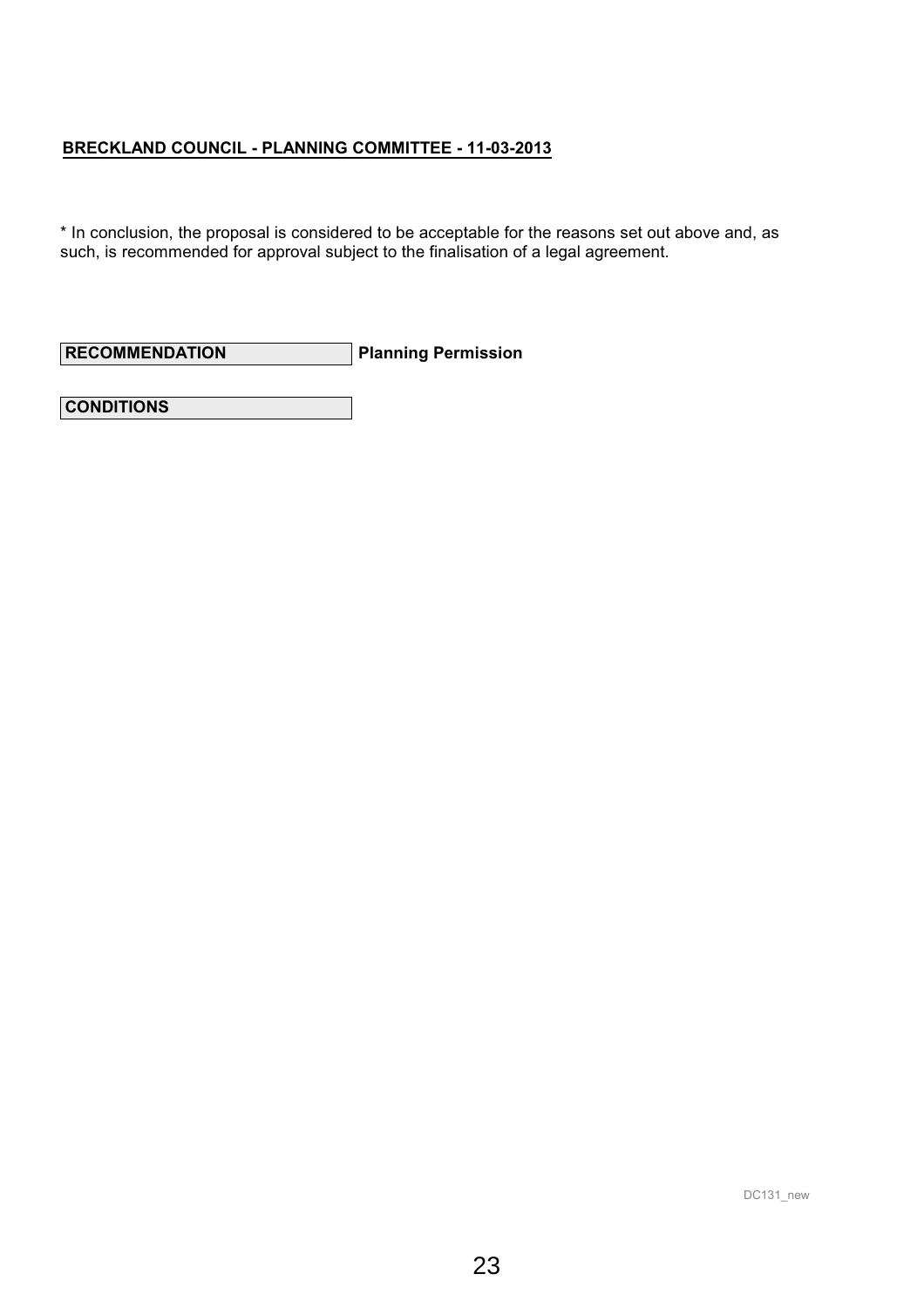* In conclusion, the proposal is considered to be acceptable for the reasons set out above and, as such, is recommended for approval subject to the finalisation of a legal agreement.

| | |
|---|---|
| **RECOMMENDATION** | **Planning Permission** |

**CONDITIONS**